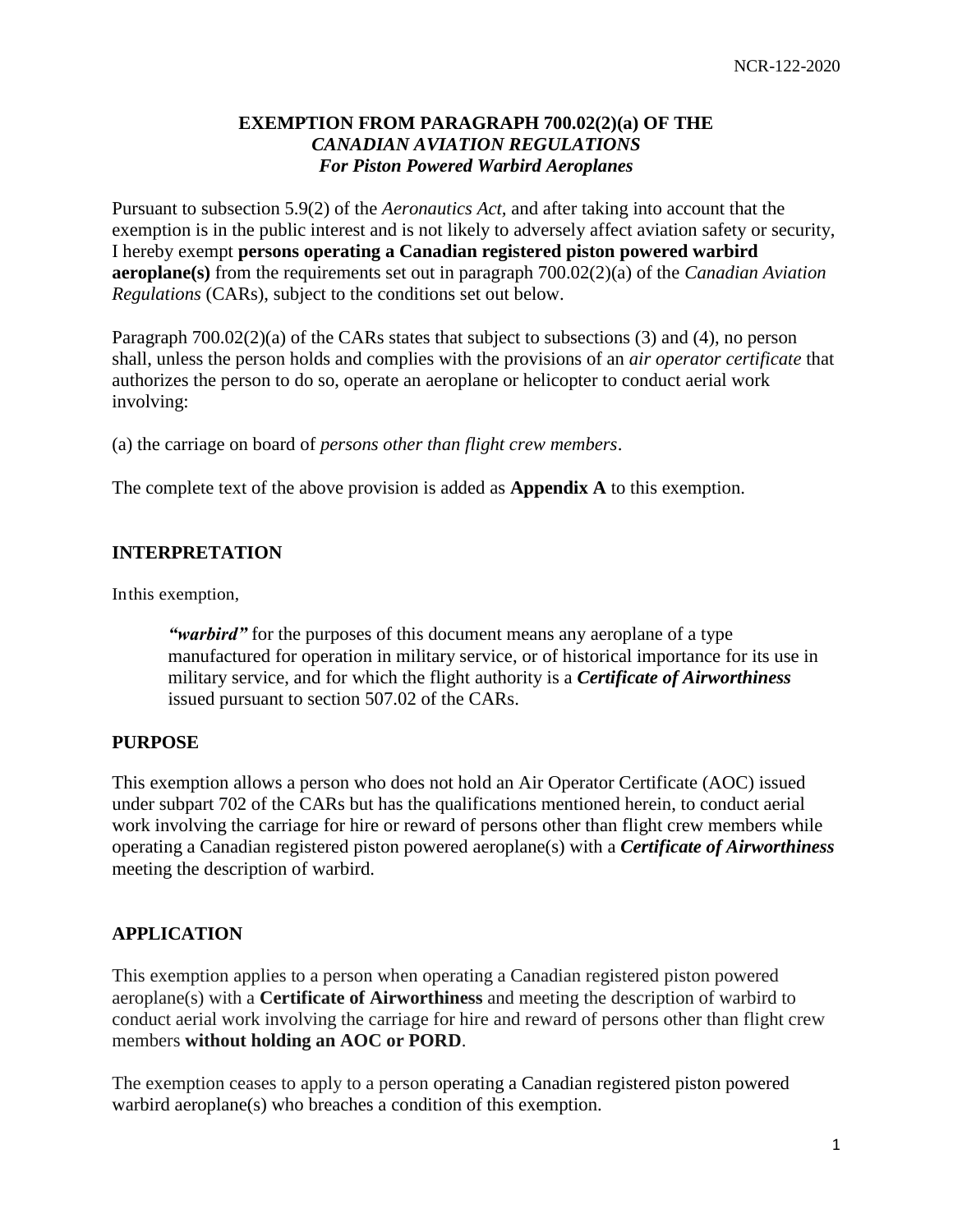NCR-122-2020

# EXEMPTION FROM PARAGRAPH 700.02(2)(a) OF THE *CANADIAN AVIATION REGULATIONS* *For Piston Powered Warbird Aeroplanes*

Pursuant to subsection 5.9(2) of the *Aeronautics Act,* and after taking into account that the exemption is in the public interest and is not likely to adversely affect aviation safety or security, I hereby exempt **persons operating a Canadian registered piston powered warbird aeroplane(s)** from the requirements set out in paragraph 700.02(2)(a) of the *Canadian Aviation Regulations* (CARs), subject to the conditions set out below.

Paragraph 700.02(2)(a) of the CARs states that subject to subsections (3) and (4), no person shall, unless the person holds and complies with the provisions of an *air operator certificate* that authorizes the person to do so, operate an aeroplane or helicopter to conduct aerial work involving:

(a) the carriage on board of *persons other than flight crew members*.

The complete text of the above provision is added as **Appendix A** to this exemption.

## INTERPRETATION

In this exemption,

> ***"warbird"*** for the purposes of this document means any aeroplane of a type manufactured for operation in military service, or of historical importance for its use in military service, and for which the flight authority is a ***Certificate of Airworthiness*** issued pursuant to section 507.02 of the CARs.

## PURPOSE

This exemption allows a person who does not hold an Air Operator Certificate (AOC) issued under subpart 702 of the CARs but has the qualifications mentioned herein, to conduct aerial work involving the carriage for hire or reward of persons other than flight crew members while operating a Canadian registered piston powered aeroplane(s) with a ***Certificate of Airworthiness*** meeting the description of warbird.

## APPLICATION

This exemption applies to a person when operating a Canadian registered piston powered aeroplane(s) with a **Certificate of Airworthiness** and meeting the description of warbird to conduct aerial work involving the carriage for hire and reward of persons other than flight crew members **without holding an AOC or PORD**.

The exemption ceases to apply to a person operating a Canadian registered piston powered warbird aeroplane(s) who breaches a condition of this exemption.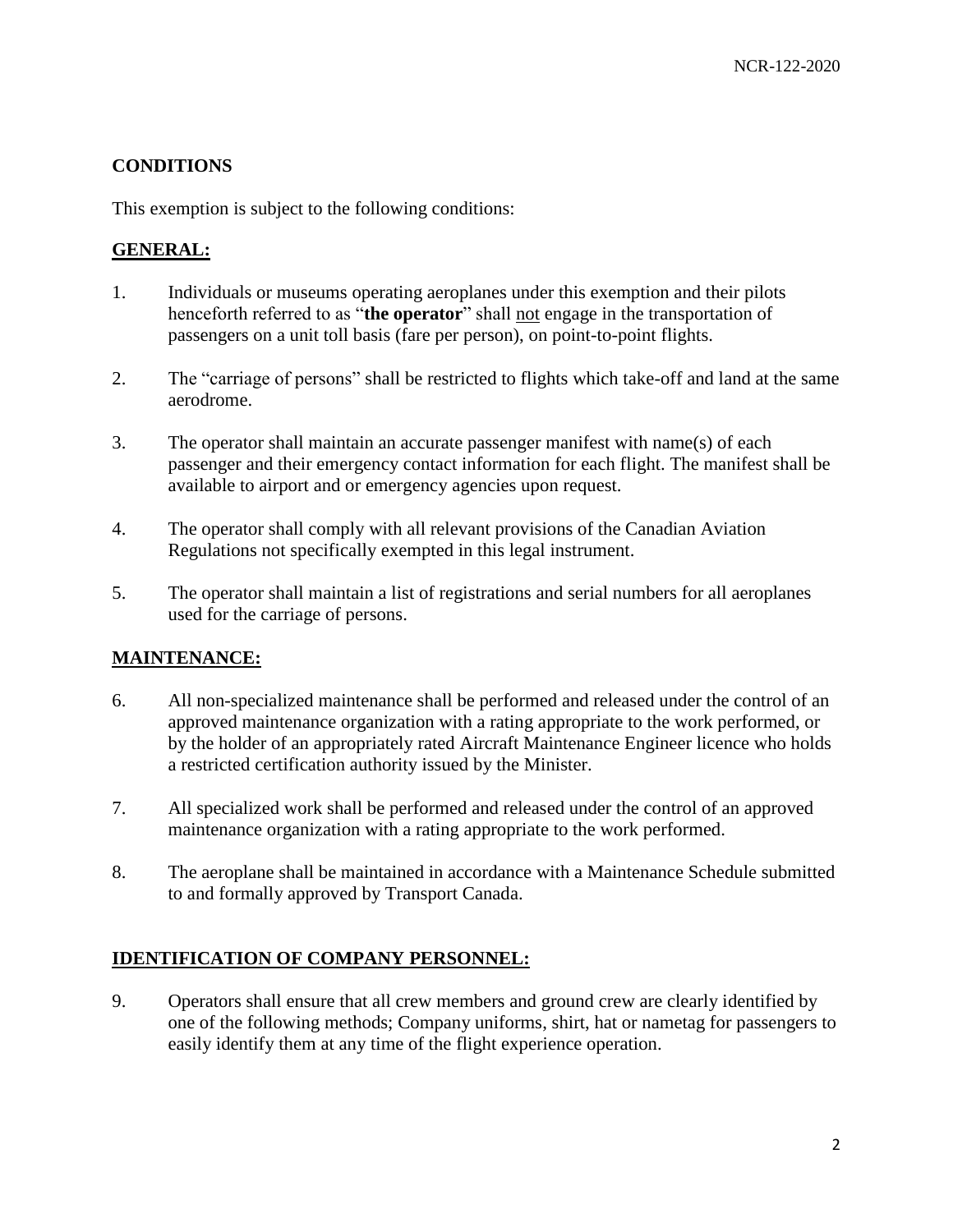## CONDITIONS

This exemption is subject to the following conditions:

### GENERAL:

1. Individuals or museums operating aeroplanes under this exemption and their pilots henceforth referred to as "**the operator**" shall not engage in the transportation of passengers on a unit toll basis (fare per person), on point-to-point flights.

2. The "carriage of persons" shall be restricted to flights which take-off and land at the same aerodrome.

3. The operator shall maintain an accurate passenger manifest with name(s) of each passenger and their emergency contact information for each flight. The manifest shall be available to airport and or emergency agencies upon request.

4. The operator shall comply with all relevant provisions of the Canadian Aviation Regulations not specifically exempted in this legal instrument.

5. The operator shall maintain a list of registrations and serial numbers for all aeroplanes used for the carriage of persons.

### MAINTENANCE:

6. All non-specialized maintenance shall be performed and released under the control of an approved maintenance organization with a rating appropriate to the work performed, or by the holder of an appropriately rated Aircraft Maintenance Engineer licence who holds a restricted certification authority issued by the Minister.

7. All specialized work shall be performed and released under the control of an approved maintenance organization with a rating appropriate to the work performed.

8. The aeroplane shall be maintained in accordance with a Maintenance Schedule submitted to and formally approved by Transport Canada.

### IDENTIFICATION OF COMPANY PERSONNEL:

9. Operators shall ensure that all crew members and ground crew are clearly identified by one of the following methods; Company uniforms, shirt, hat or nametag for passengers to easily identify them at any time of the flight experience operation.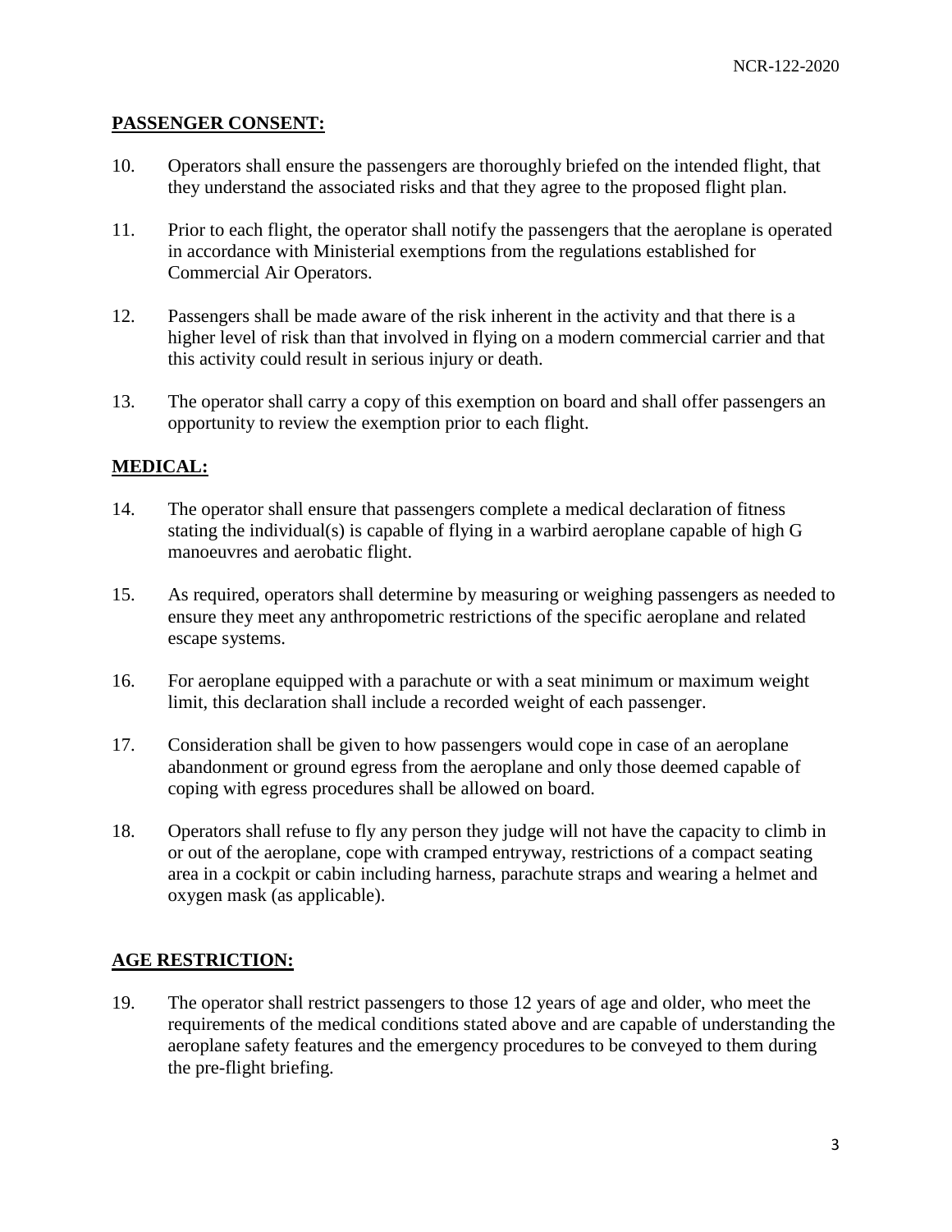## PASSENGER CONSENT:

10. Operators shall ensure the passengers are thoroughly briefed on the intended flight, that they understand the associated risks and that they agree to the proposed flight plan.

11. Prior to each flight, the operator shall notify the passengers that the aeroplane is operated in accordance with Ministerial exemptions from the regulations established for Commercial Air Operators.

12. Passengers shall be made aware of the risk inherent in the activity and that there is a higher level of risk than that involved in flying on a modern commercial carrier and that this activity could result in serious injury or death.

13. The operator shall carry a copy of this exemption on board and shall offer passengers an opportunity to review the exemption prior to each flight.

## MEDICAL:

14. The operator shall ensure that passengers complete a medical declaration of fitness stating the individual(s) is capable of flying in a warbird aeroplane capable of high G manoeuvres and aerobatic flight.

15. As required, operators shall determine by measuring or weighing passengers as needed to ensure they meet any anthropometric restrictions of the specific aeroplane and related escape systems.

16. For aeroplane equipped with a parachute or with a seat minimum or maximum weight limit, this declaration shall include a recorded weight of each passenger.

17. Consideration shall be given to how passengers would cope in case of an aeroplane abandonment or ground egress from the aeroplane and only those deemed capable of coping with egress procedures shall be allowed on board.

18. Operators shall refuse to fly any person they judge will not have the capacity to climb in or out of the aeroplane, cope with cramped entryway, restrictions of a compact seating area in a cockpit or cabin including harness, parachute straps and wearing a helmet and oxygen mask (as applicable).

## AGE RESTRICTION:

19. The operator shall restrict passengers to those 12 years of age and older, who meet the requirements of the medical conditions stated above and are capable of understanding the aeroplane safety features and the emergency procedures to be conveyed to them during the pre-flight briefing.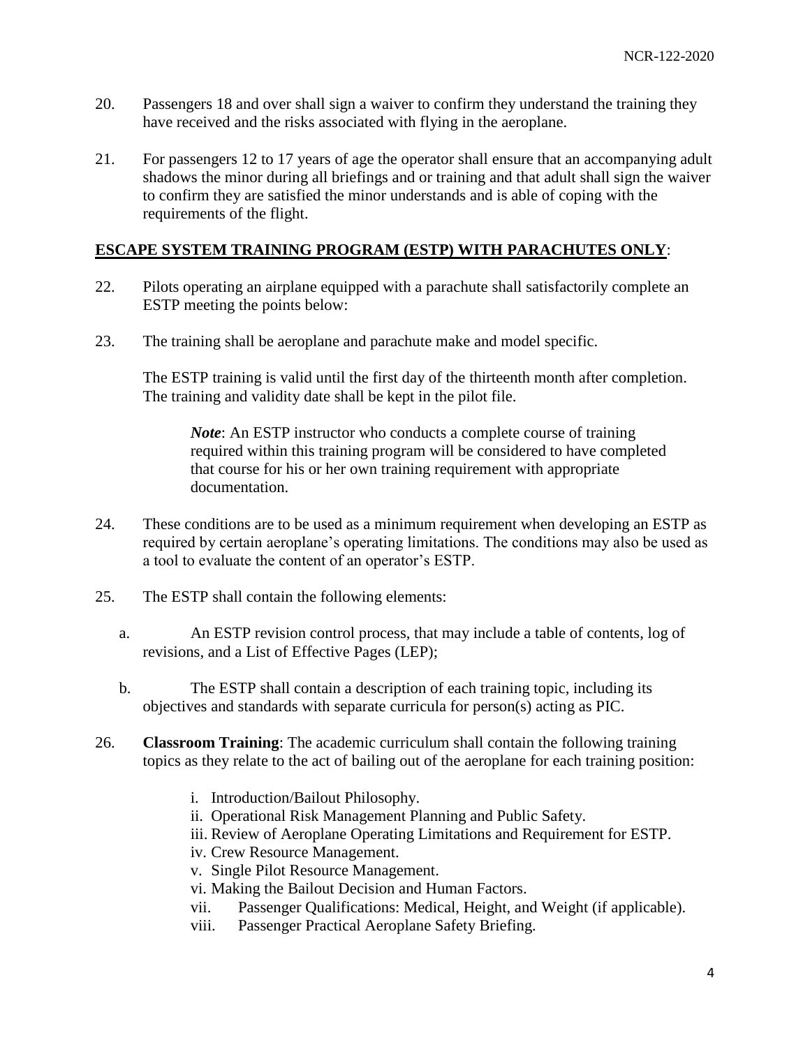20. Passengers 18 and over shall sign a waiver to confirm they understand the training they have received and the risks associated with flying in the aeroplane.

21. For passengers 12 to 17 years of age the operator shall ensure that an accompanying adult shadows the minor during all briefings and or training and that adult shall sign the waiver to confirm they are satisfied the minor understands and is able of coping with the requirements of the flight.

**ESCAPE SYSTEM TRAINING PROGRAM (ESTP) WITH PARACHUTES ONLY**:

22. Pilots operating an airplane equipped with a parachute shall satisfactorily complete an ESTP meeting the points below:

23. The training shall be aeroplane and parachute make and model specific.

    The ESTP training is valid until the first day of the thirteenth month after completion. The training and validity date shall be kept in the pilot file.

    > ***Note***: An ESTP instructor who conducts a complete course of training required within this training program will be considered to have completed that course for his or her own training requirement with appropriate documentation.

24. These conditions are to be used as a minimum requirement when developing an ESTP as required by certain aeroplane's operating limitations. The conditions may also be used as a tool to evaluate the content of an operator's ESTP.

25. The ESTP shall contain the following elements:

    a. An ESTP revision control process, that may include a table of contents, log of revisions, and a List of Effective Pages (LEP);

    b. The ESTP shall contain a description of each training topic, including its objectives and standards with separate curricula for person(s) acting as PIC.

26. **Classroom Training**: The academic curriculum shall contain the following training topics as they relate to the act of bailing out of the aeroplane for each training position:

    i. Introduction/Bailout Philosophy.
    ii. Operational Risk Management Planning and Public Safety.
    iii. Review of Aeroplane Operating Limitations and Requirement for ESTP.
    iv. Crew Resource Management.
    v. Single Pilot Resource Management.
    vi. Making the Bailout Decision and Human Factors.
    vii. Passenger Qualifications: Medical, Height, and Weight (if applicable).
    viii. Passenger Practical Aeroplane Safety Briefing.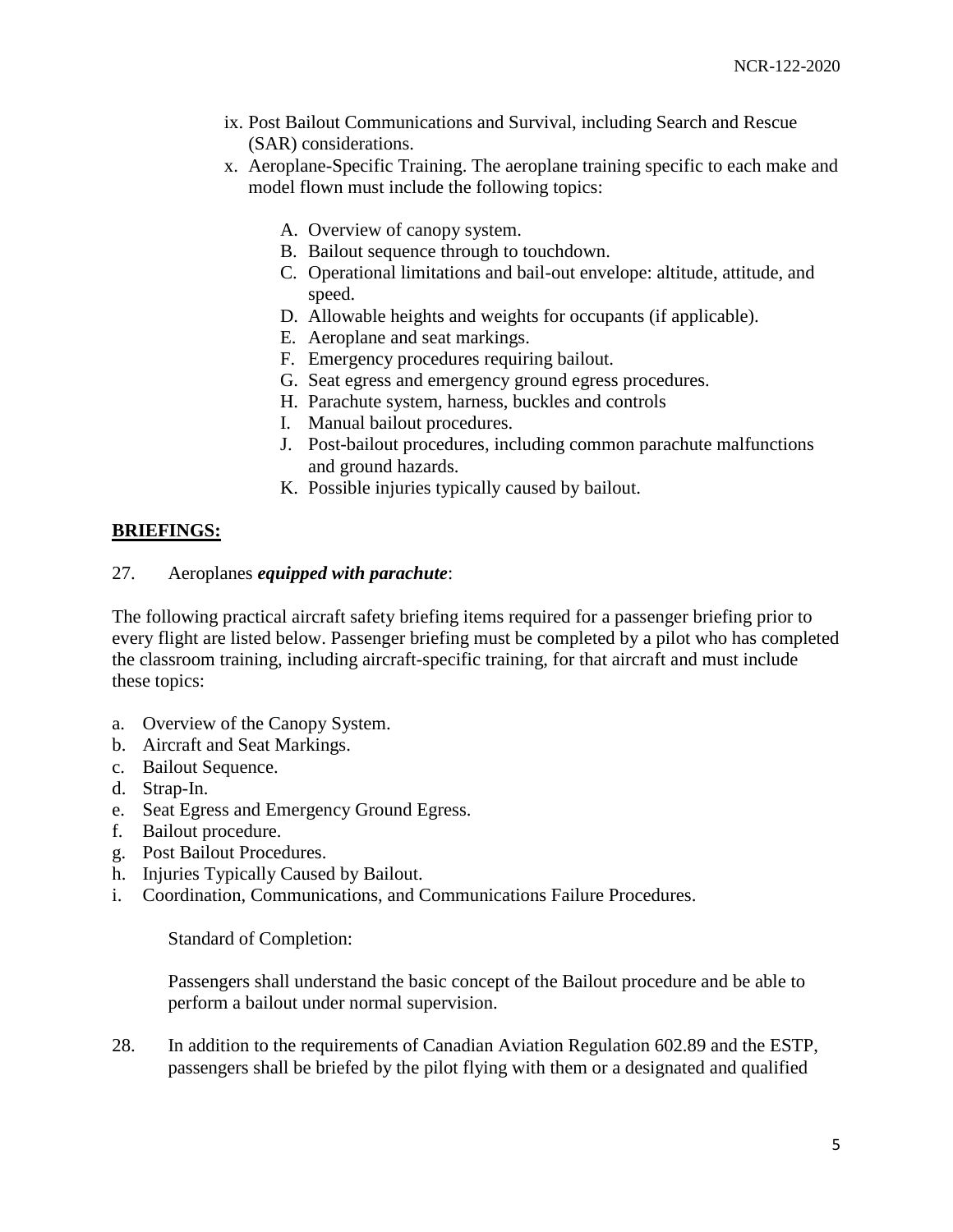ix. Post Bailout Communications and Survival, including Search and Rescue (SAR) considerations.

x. Aeroplane-Specific Training. The aeroplane training specific to each make and model flown must include the following topics:

   A. Overview of canopy system.
   B. Bailout sequence through to touchdown.
   C. Operational limitations and bail-out envelope: altitude, attitude, and speed.
   D. Allowable heights and weights for occupants (if applicable).
   E. Aeroplane and seat markings.
   F. Emergency procedures requiring bailout.
   G. Seat egress and emergency ground egress procedures.
   H. Parachute system, harness, buckles and controls
   I. Manual bailout procedures.
   J. Post-bailout procedures, including common parachute malfunctions and ground hazards.
   K. Possible injuries typically caused by bailout.

## **BRIEFINGS:**

27. Aeroplanes ***equipped with parachute***:

The following practical aircraft safety briefing items required for a passenger briefing prior to every flight are listed below. Passenger briefing must be completed by a pilot who has completed the classroom training, including aircraft-specific training, for that aircraft and must include these topics:

a. Overview of the Canopy System.
b. Aircraft and Seat Markings.
c. Bailout Sequence.
d. Strap-In.
e. Seat Egress and Emergency Ground Egress.
f. Bailout procedure.
g. Post Bailout Procedures.
h. Injuries Typically Caused by Bailout.
i. Coordination, Communications, and Communications Failure Procedures.

Standard of Completion:

Passengers shall understand the basic concept of the Bailout procedure and be able to perform a bailout under normal supervision.

28. In addition to the requirements of Canadian Aviation Regulation 602.89 and the ESTP, passengers shall be briefed by the pilot flying with them or a designated and qualified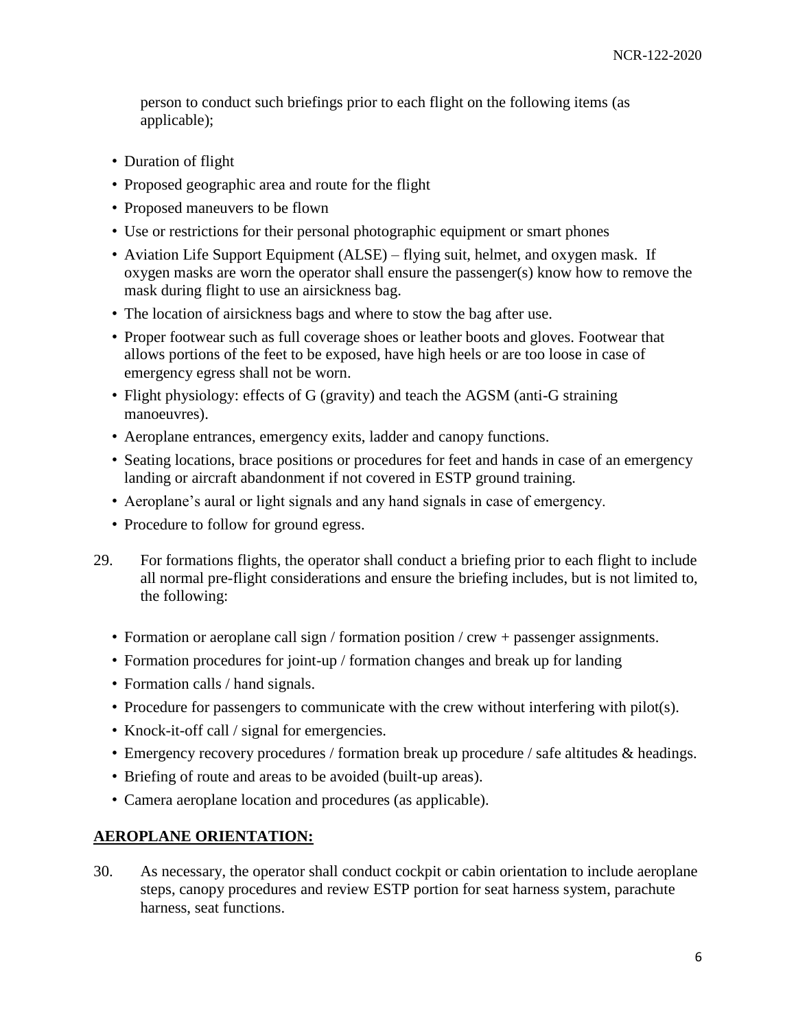person to conduct such briefings prior to each flight on the following items (as applicable);

- Duration of flight
- Proposed geographic area and route for the flight
- Proposed maneuvers to be flown
- Use or restrictions for their personal photographic equipment or smart phones
- Aviation Life Support Equipment (ALSE) – flying suit, helmet, and oxygen mask. If oxygen masks are worn the operator shall ensure the passenger(s) know how to remove the mask during flight to use an airsickness bag.
- The location of airsickness bags and where to stow the bag after use.
- Proper footwear such as full coverage shoes or leather boots and gloves. Footwear that allows portions of the feet to be exposed, have high heels or are too loose in case of emergency egress shall not be worn.
- Flight physiology: effects of G (gravity) and teach the AGSM (anti-G straining manoeuvres).
- Aeroplane entrances, emergency exits, ladder and canopy functions.
- Seating locations, brace positions or procedures for feet and hands in case of an emergency landing or aircraft abandonment if not covered in ESTP ground training.
- Aeroplane's aural or light signals and any hand signals in case of emergency.
- Procedure to follow for ground egress.

29. For formations flights, the operator shall conduct a briefing prior to each flight to include all normal pre-flight considerations and ensure the briefing includes, but is not limited to, the following:

- Formation or aeroplane call sign / formation position / crew + passenger assignments.
- Formation procedures for joint-up / formation changes and break up for landing
- Formation calls / hand signals.
- Procedure for passengers to communicate with the crew without interfering with pilot(s).
- Knock-it-off call / signal for emergencies.
- Emergency recovery procedures / formation break up procedure / safe altitudes & headings.
- Briefing of route and areas to be avoided (built-up areas).
- Camera aeroplane location and procedures (as applicable).

## AEROPLANE ORIENTATION:

30. As necessary, the operator shall conduct cockpit or cabin orientation to include aeroplane steps, canopy procedures and review ESTP portion for seat harness system, parachute harness, seat functions.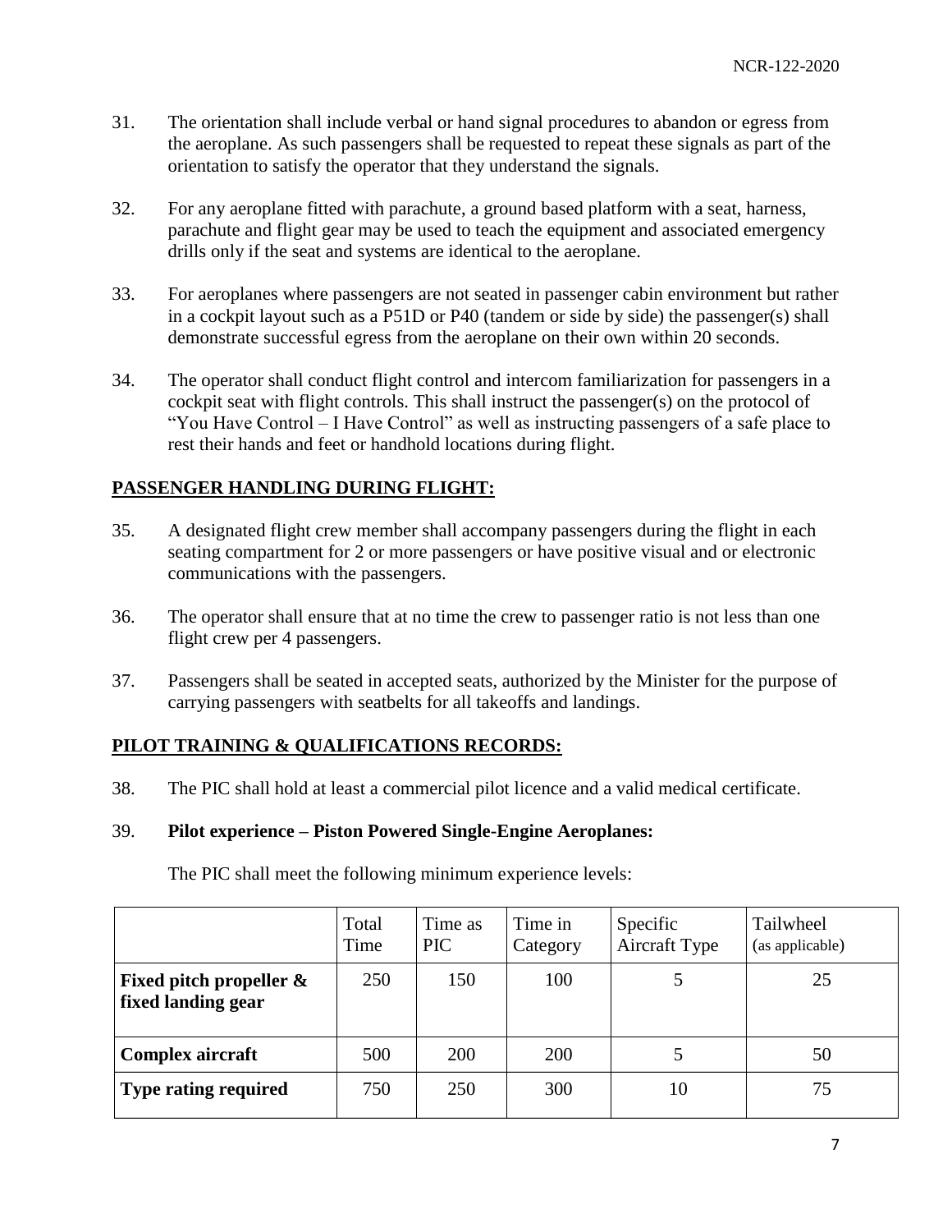31. The orientation shall include verbal or hand signal procedures to abandon or egress from the aeroplane. As such passengers shall be requested to repeat these signals as part of the orientation to satisfy the operator that they understand the signals.

32. For any aeroplane fitted with parachute, a ground based platform with a seat, harness, parachute and flight gear may be used to teach the equipment and associated emergency drills only if the seat and systems are identical to the aeroplane.

33. For aeroplanes where passengers are not seated in passenger cabin environment but rather in a cockpit layout such as a P51D or P40 (tandem or side by side) the passenger(s) shall demonstrate successful egress from the aeroplane on their own within 20 seconds.

34. The operator shall conduct flight control and intercom familiarization for passengers in a cockpit seat with flight controls. This shall instruct the passenger(s) on the protocol of "You Have Control – I Have Control" as well as instructing passengers of a safe place to rest their hands and feet or handhold locations during flight.

## PASSENGER HANDLING DURING FLIGHT:

35. A designated flight crew member shall accompany passengers during the flight in each seating compartment for 2 or more passengers or have positive visual and or electronic communications with the passengers.

36. The operator shall ensure that at no time the crew to passenger ratio is not less than one flight crew per 4 passengers.

37. Passengers shall be seated in accepted seats, authorized by the Minister for the purpose of carrying passengers with seatbelts for all takeoffs and landings.

## PILOT TRAINING & QUALIFICATIONS RECORDS:

38. The PIC shall hold at least a commercial pilot licence and a valid medical certificate.

39. **Pilot experience – Piston Powered Single-Engine Aeroplanes:**

    The PIC shall meet the following minimum experience levels:

| | Total Time | Time as PIC | Time in Category | Specific Aircraft Type | Tailwheel (as applicable) |
|---|---|---|---|---|---|
| **Fixed pitch propeller & fixed landing gear** | 250 | 150 | 100 | 5 | 25 |
| **Complex aircraft** | 500 | 200 | 200 | 5 | 50 |
| **Type rating required** | 750 | 250 | 300 | 10 | 75 |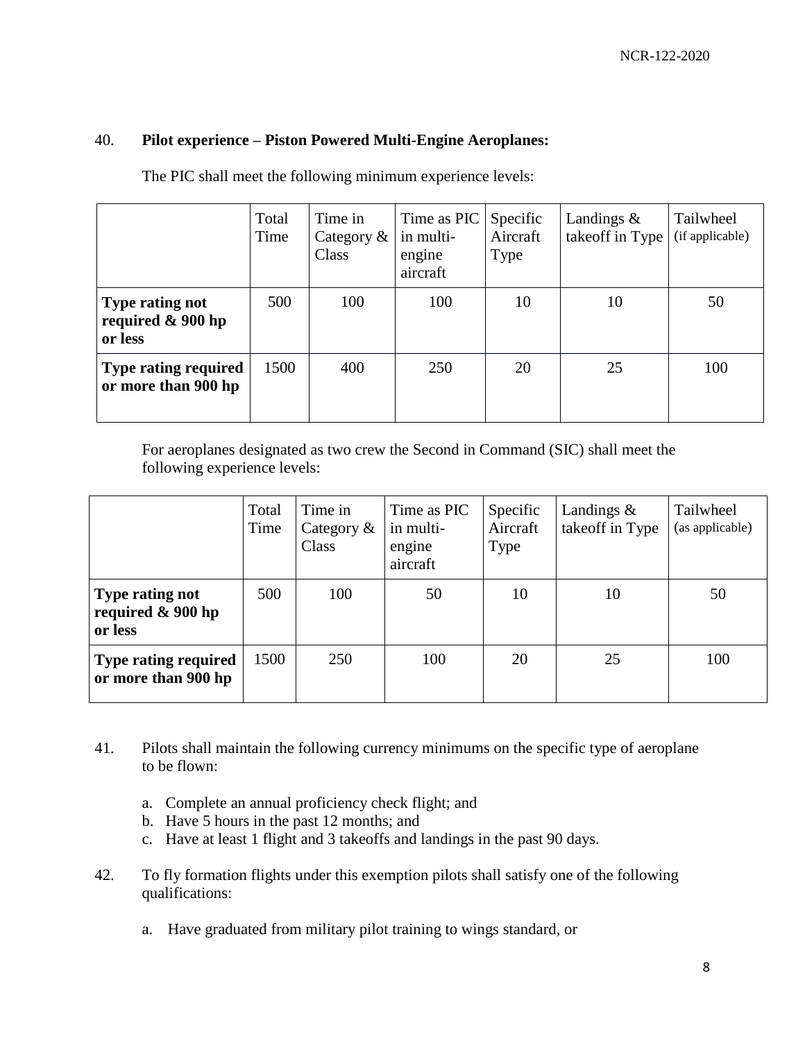40. **Pilot experience – Piston Powered Multi-Engine Aeroplanes:**

The PIC shall meet the following minimum experience levels:

| | Total Time | Time in Category & Class | Time as PIC in multi-engine aircraft | Specific Aircraft Type | Landings & takeoff in Type | Tailwheel (if applicable) |
|---|---|---|---|---|---|---|
| **Type rating not required & 900 hp or less** | 500 | 100 | 100 | 10 | 10 | 50 |
| **Type rating required or more than 900 hp** | 1500 | 400 | 250 | 20 | 25 | 100 |

For aeroplanes designated as two crew the Second in Command (SIC) shall meet the following experience levels:

| | Total Time | Time in Category & Class | Time as PIC in multi-engine aircraft | Specific Aircraft Type | Landings & takeoff in Type | Tailwheel (as applicable) |
|---|---|---|---|---|---|---|
| **Type rating not required & 900 hp or less** | 500 | 100 | 50 | 10 | 10 | 50 |
| **Type rating required or more than 900 hp** | 1500 | 250 | 100 | 20 | 25 | 100 |

41. Pilots shall maintain the following currency minimums on the specific type of aeroplane to be flown:

    a. Complete an annual proficiency check flight; and
    b. Have 5 hours in the past 12 months; and
    c. Have at least 1 flight and 3 takeoffs and landings in the past 90 days.

42. To fly formation flights under this exemption pilots shall satisfy one of the following qualifications:

    a. Have graduated from military pilot training to wings standard, or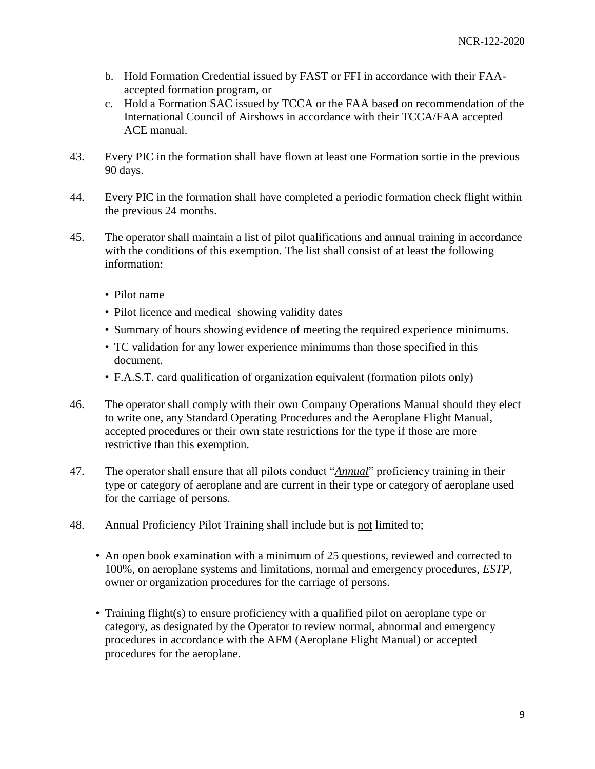b. Hold Formation Credential issued by FAST or FFI in accordance with their FAA-accepted formation program, or
c. Hold a Formation SAC issued by TCCA or the FAA based on recommendation of the International Council of Airshows in accordance with their TCCA/FAA accepted ACE manual.

43. Every PIC in the formation shall have flown at least one Formation sortie in the previous 90 days.

44. Every PIC in the formation shall have completed a periodic formation check flight within the previous 24 months.

45. The operator shall maintain a list of pilot qualifications and annual training in accordance with the conditions of this exemption. The list shall consist of at least the following information:

- Pilot name
- Pilot licence and medical showing validity dates
- Summary of hours showing evidence of meeting the required experience minimums.
- TC validation for any lower experience minimums than those specified in this document.
- F.A.S.T. card qualification of organization equivalent (formation pilots only)

46. The operator shall comply with their own Company Operations Manual should they elect to write one, any Standard Operating Procedures and the Aeroplane Flight Manual, accepted procedures or their own state restrictions for the type if those are more restrictive than this exemption.

47. The operator shall ensure that all pilots conduct "***Annual***" proficiency training in their type or category of aeroplane and are current in their type or category of aeroplane used for the carriage of persons.

48. Annual Proficiency Pilot Training shall include but is not limited to;

- An open book examination with a minimum of 25 questions, reviewed and corrected to 100%, on aeroplane systems and limitations, normal and emergency procedures, *ESTP*, owner or organization procedures for the carriage of persons.

- Training flight(s) to ensure proficiency with a qualified pilot on aeroplane type or category, as designated by the Operator to review normal, abnormal and emergency procedures in accordance with the AFM (Aeroplane Flight Manual) or accepted procedures for the aeroplane.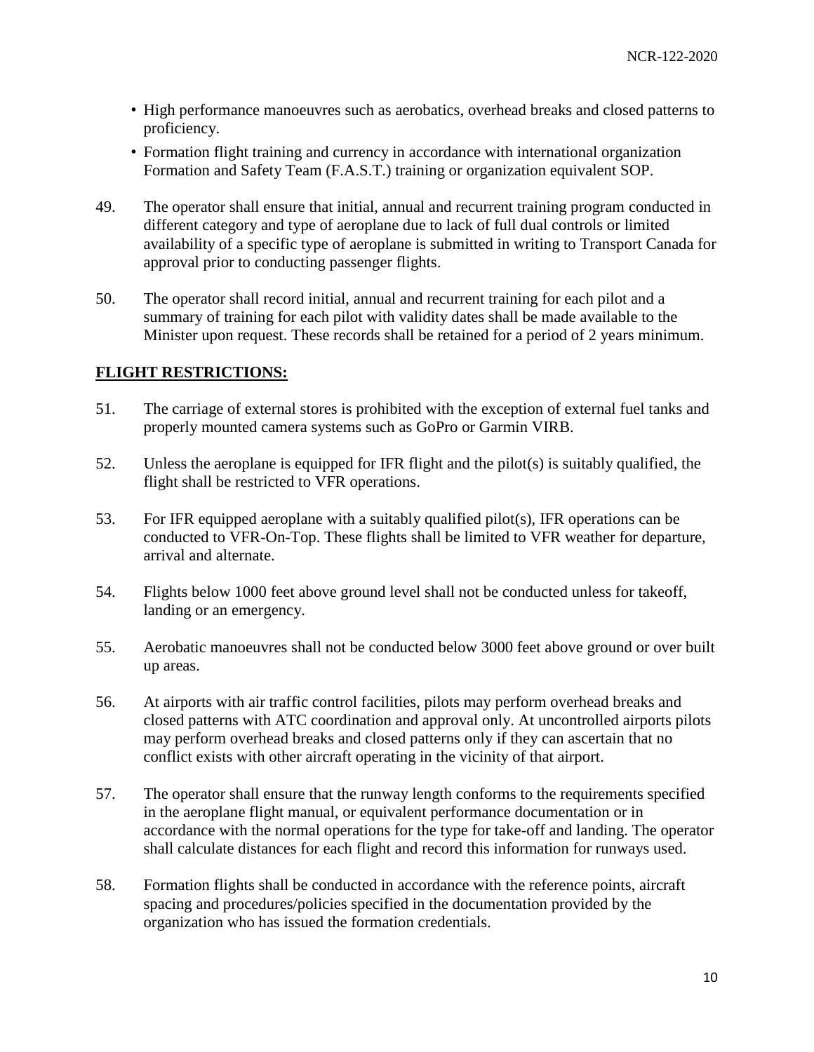- High performance manoeuvres such as aerobatics, overhead breaks and closed patterns to proficiency.
- Formation flight training and currency in accordance with international organization Formation and Safety Team (F.A.S.T.) training or organization equivalent SOP.

49. The operator shall ensure that initial, annual and recurrent training program conducted in different category and type of aeroplane due to lack of full dual controls or limited availability of a specific type of aeroplane is submitted in writing to Transport Canada for approval prior to conducting passenger flights.

50. The operator shall record initial, annual and recurrent training for each pilot and a summary of training for each pilot with validity dates shall be made available to the Minister upon request. These records shall be retained for a period of 2 years minimum.

## FLIGHT RESTRICTIONS:

51. The carriage of external stores is prohibited with the exception of external fuel tanks and properly mounted camera systems such as GoPro or Garmin VIRB.

52. Unless the aeroplane is equipped for IFR flight and the pilot(s) is suitably qualified, the flight shall be restricted to VFR operations.

53. For IFR equipped aeroplane with a suitably qualified pilot(s), IFR operations can be conducted to VFR-On-Top. These flights shall be limited to VFR weather for departure, arrival and alternate.

54. Flights below 1000 feet above ground level shall not be conducted unless for takeoff, landing or an emergency.

55. Aerobatic manoeuvres shall not be conducted below 3000 feet above ground or over built up areas.

56. At airports with air traffic control facilities, pilots may perform overhead breaks and closed patterns with ATC coordination and approval only. At uncontrolled airports pilots may perform overhead breaks and closed patterns only if they can ascertain that no conflict exists with other aircraft operating in the vicinity of that airport.

57. The operator shall ensure that the runway length conforms to the requirements specified in the aeroplane flight manual, or equivalent performance documentation or in accordance with the normal operations for the type for take-off and landing. The operator shall calculate distances for each flight and record this information for runways used.

58. Formation flights shall be conducted in accordance with the reference points, aircraft spacing and procedures/policies specified in the documentation provided by the organization who has issued the formation credentials.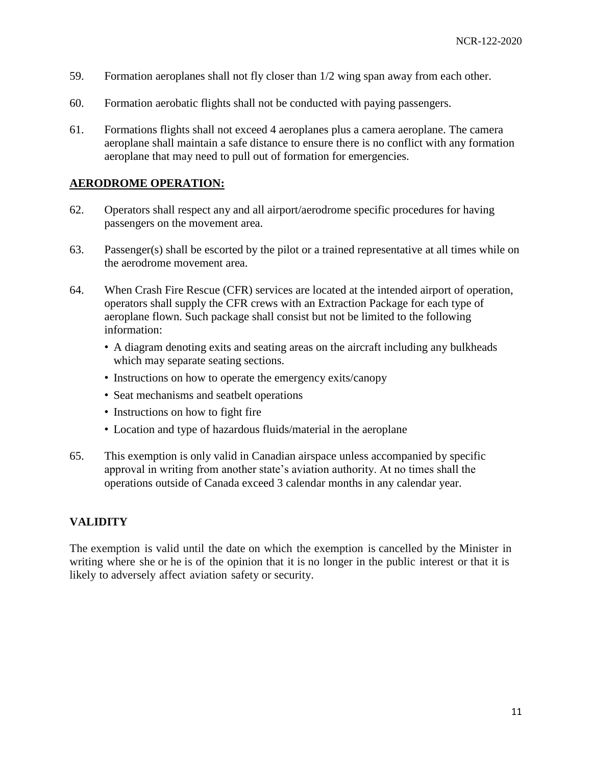59. Formation aeroplanes shall not fly closer than 1/2 wing span away from each other.

60. Formation aerobatic flights shall not be conducted with paying passengers.

61. Formations flights shall not exceed 4 aeroplanes plus a camera aeroplane. The camera aeroplane shall maintain a safe distance to ensure there is no conflict with any formation aeroplane that may need to pull out of formation for emergencies.

## AERODROME OPERATION:

62. Operators shall respect any and all airport/aerodrome specific procedures for having passengers on the movement area.

63. Passenger(s) shall be escorted by the pilot or a trained representative at all times while on the aerodrome movement area.

64. When Crash Fire Rescue (CFR) services are located at the intended airport of operation, operators shall supply the CFR crews with an Extraction Package for each type of aeroplane flown. Such package shall consist but not be limited to the following information:
   - A diagram denoting exits and seating areas on the aircraft including any bulkheads which may separate seating sections.
   - Instructions on how to operate the emergency exits/canopy
   - Seat mechanisms and seatbelt operations
   - Instructions on how to fight fire
   - Location and type of hazardous fluids/material in the aeroplane

65. This exemption is only valid in Canadian airspace unless accompanied by specific approval in writing from another state's aviation authority. At no times shall the operations outside of Canada exceed 3 calendar months in any calendar year.

## VALIDITY

The exemption is valid until the date on which the exemption is cancelled by the Minister in writing where she or he is of the opinion that it is no longer in the public interest or that it is likely to adversely affect aviation safety or security.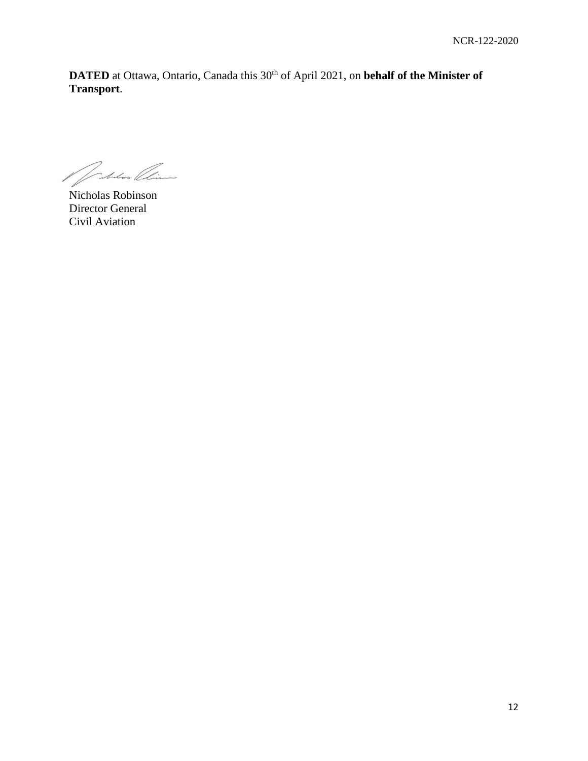**DATED** at Ottawa, Ontario, Canada this 30th of April 2021, on **behalf of the Minister of Transport**.

Nicholas Robinson
Director General
Civil Aviation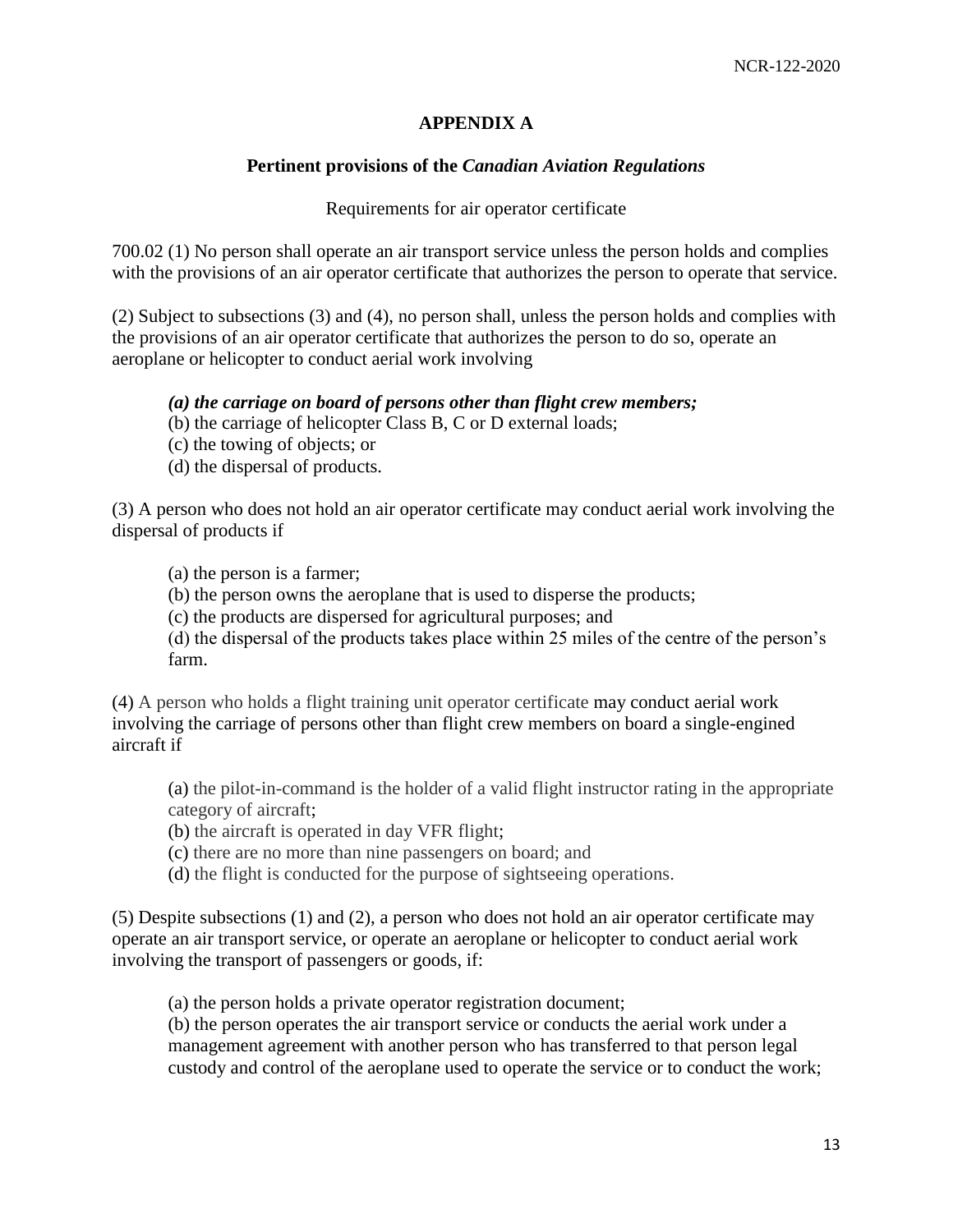# APPENDIX A

## Pertinent provisions of the *Canadian Aviation Regulations*

Requirements for air operator certificate

700.02 (1) No person shall operate an air transport service unless the person holds and complies with the provisions of an air operator certificate that authorizes the person to operate that service.

(2) Subject to subsections (3) and (4), no person shall, unless the person holds and complies with the provisions of an air operator certificate that authorizes the person to do so, operate an aeroplane or helicopter to conduct aerial work involving

> ***(a) the carriage on board of persons other than flight crew members;***
> (b) the carriage of helicopter Class B, C or D external loads;
> (c) the towing of objects; or
> (d) the dispersal of products.

(3) A person who does not hold an air operator certificate may conduct aerial work involving the dispersal of products if

> (a) the person is a farmer;
> (b) the person owns the aeroplane that is used to disperse the products;
> (c) the products are dispersed for agricultural purposes; and
> (d) the dispersal of the products takes place within 25 miles of the centre of the person's farm.

(4) A person who holds a flight training unit operator certificate may conduct aerial work involving the carriage of persons other than flight crew members on board a single-engined aircraft if

> (a) the pilot-in-command is the holder of a valid flight instructor rating in the appropriate category of aircraft;
> (b) the aircraft is operated in day VFR flight;
> (c) there are no more than nine passengers on board; and
> (d) the flight is conducted for the purpose of sightseeing operations.

(5) Despite subsections (1) and (2), a person who does not hold an air operator certificate may operate an air transport service, or operate an aeroplane or helicopter to conduct aerial work involving the transport of passengers or goods, if:

> (a) the person holds a private operator registration document;
> (b) the person operates the air transport service or conducts the aerial work under a management agreement with another person who has transferred to that person legal custody and control of the aeroplane used to operate the service or to conduct the work;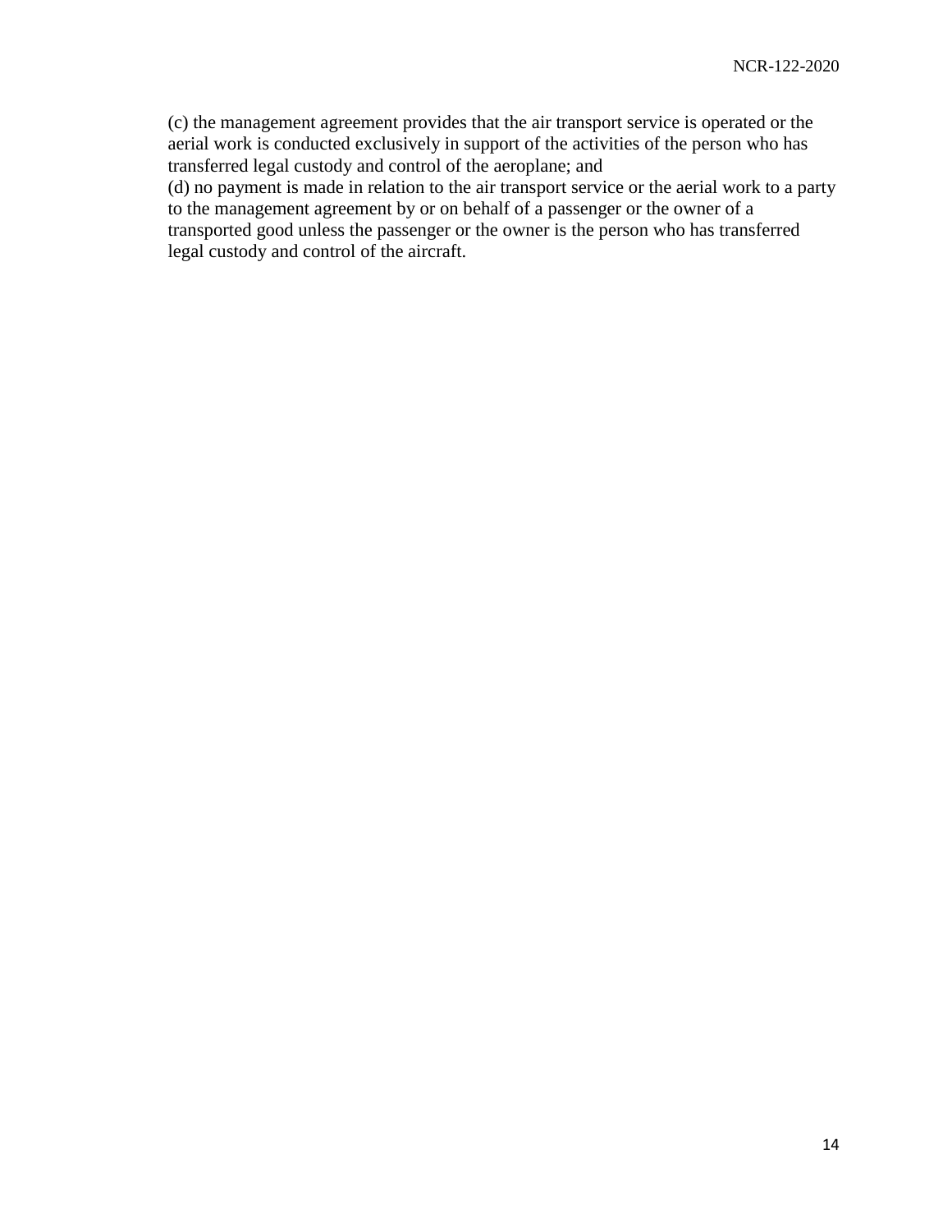(c) the management agreement provides that the air transport service is operated or the aerial work is conducted exclusively in support of the activities of the person who has transferred legal custody and control of the aeroplane; and

(d) no payment is made in relation to the air transport service or the aerial work to a party to the management agreement by or on behalf of a passenger or the owner of a transported good unless the passenger or the owner is the person who has transferred legal custody and control of the aircraft.